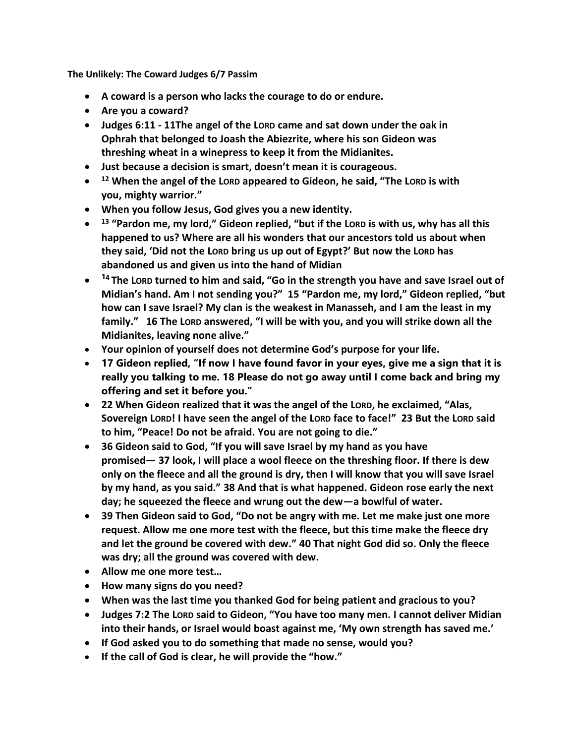**The Unlikely: The Coward Judges 6/7 Passim**

- **A coward is a person who lacks the courage to do or endure.**
- **Are you a coward?**
- **Judges 6:11 - 11The angel of the LORD came and sat down under the oak in Ophrah that belonged to Joash the Abiezrite, where his son Gideon was threshing wheat in a winepress to keep it from the Midianites.**
- **Just because a decision is smart, doesn't mean it is courageous.**
- **12 When the angel of the LORD appeared to Gideon, he said, "The LORD is with you, mighty warrior."**
- **When you follow Jesus, God gives you a new identity.**
- **13 "Pardon me, my lord," Gideon replied, "but if the LORD is with us, why has all this happened to us? Where are all his wonders that our ancestors told us about when they said, 'Did not the LORD bring us up out of Egypt?' But now the LORD has abandoned us and given us into the hand of Midian**
- **14 The LORD turned to him and said, "Go in the strength you have and save Israel out of Midian's hand. Am I not sending you?" 15 "Pardon me, my lord," Gideon replied, "but how can I save Israel? My clan is the weakest in Manasseh, and I am the least in my family." 16 The LORD answered, "I will be with you, and you will strike down all the Midianites, leaving none alive."**
- **Your opinion of yourself does not determine God's purpose for your life.**
- **17 Gideon replied, "If now I have found favor in your eyes, give me a sign that it is really you talking to me. 18 Please do not go away until I come back and bring my offering and set it before you."**
- **22 When Gideon realized that it was the angel of the LORD, he exclaimed, "Alas, Sovereign LORD! I have seen the angel of the LORD face to face!" 23 But the LORD said to him, "Peace! Do not be afraid. You are not going to die."**
- **36 Gideon said to God, "If you will save Israel by my hand as you have promised— 37 look, I will place a wool fleece on the threshing floor. If there is dew only on the fleece and all the ground is dry, then I will know that you will save Israel by my hand, as you said." 38 And that is what happened. Gideon rose early the next day; he squeezed the fleece and wrung out the dew—a bowlful of water.**
- **39 Then Gideon said to God, "Do not be angry with me. Let me make just one more request. Allow me one more test with the fleece, but this time make the fleece dry and let the ground be covered with dew." 40 That night God did so. Only the fleece was dry; all the ground was covered with dew.**
- **Allow me one more test…**
- **How many signs do you need?**
- **When was the last time you thanked God for being patient and gracious to you?**
- **Judges 7:2 The LORD said to Gideon, "You have too many men. I cannot deliver Midian into their hands, or Israel would boast against me, 'My own strength has saved me.'**
- **If God asked you to do something that made no sense, would you?**
- **If the call of God is clear, he will provide the "how."**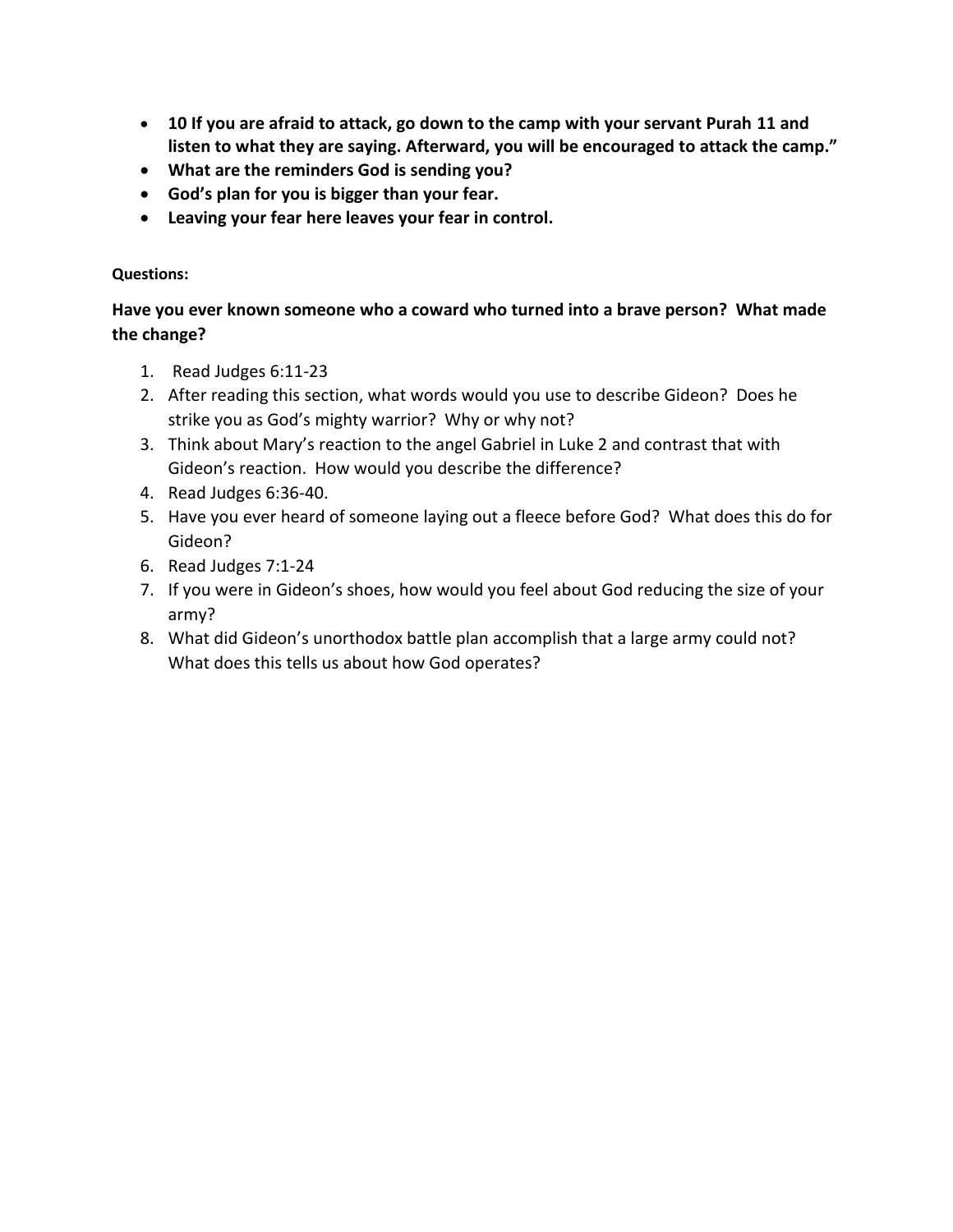- **10 If you are afraid to attack, go down to the camp with your servant Purah 11 and listen to what they are saying. Afterward, you will be encouraged to attack the camp."**
- **What are the reminders God is sending you?**
- **God's plan for you is bigger than your fear.**
- **Leaving your fear here leaves your fear in control.**

**Questions:**

**Have you ever known someone who a coward who turned into a brave person? What made the change?**

1. Read Judges 6:11-23
2. After reading this section, what words would you use to describe Gideon? Does he strike you as God's mighty warrior? Why or why not?
3. Think about Mary's reaction to the angel Gabriel in Luke 2 and contrast that with Gideon's reaction. How would you describe the difference?
4. Read Judges 6:36-40.
5. Have you ever heard of someone laying out a fleece before God? What does this do for Gideon?
6. Read Judges 7:1-24
7. If you were in Gideon's shoes, how would you feel about God reducing the size of your army?
8. What did Gideon's unorthodox battle plan accomplish that a large army could not? What does this tells us about how God operates?